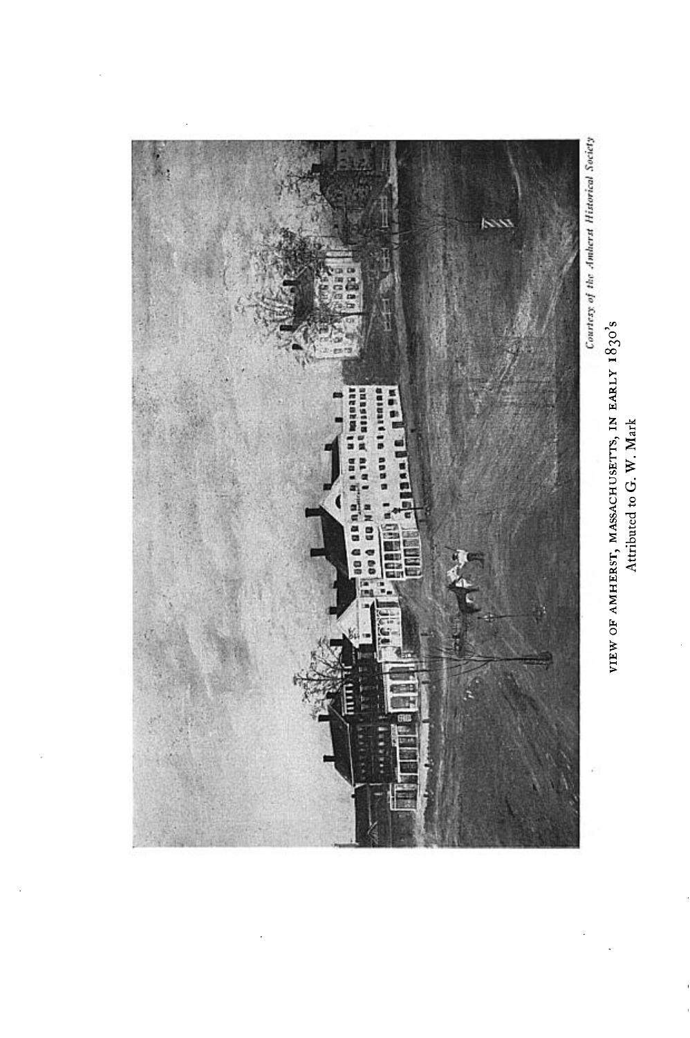*Courtesy of the Amherst Historical Society*

VIEW OF AMHERST, MASSACHUSETTS, IN EARLY 1830's
Attributed to G. W. Mark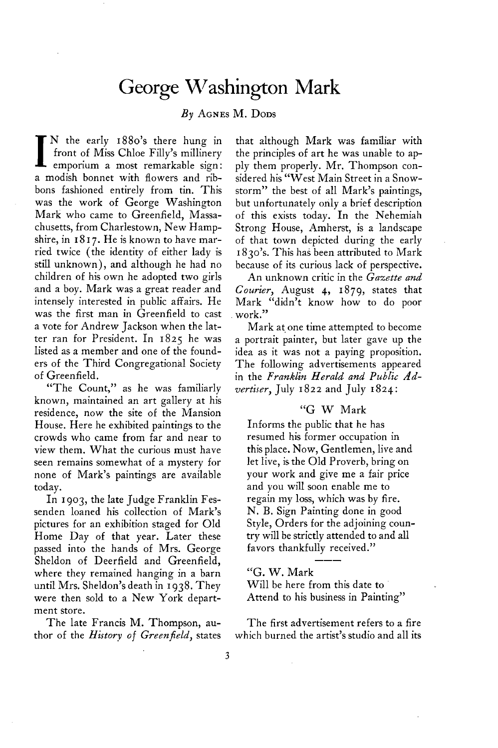# George Washington Mark

*By* Agnes M. Dods

IN the early 1880's there hung in front of Miss Chloe Filly's millinery emporium a most remarkable sign: a modish bonnet with flowers and ribbons fashioned entirely from tin. This was the work of George Washington Mark who came to Greenfield, Massachusetts, from Charlestown, New Hampshire, in 1817. He is known to have married twice (the identity of either lady is still unknown), and although he had no children of his own he adopted two girls and a boy. Mark was a great reader and intensely interested in public affairs. He was the first man in Greenfield to cast a vote for Andrew Jackson when the latter ran for President. In 1825 he was listed as a member and one of the founders of the Third Congregational Society of Greenfield.

"The Count," as he was familiarly known, maintained an art gallery at his residence, now the site of the Mansion House. Here he exhibited paintings to the crowds who came from far and near to view them. What the curious must have seen remains somewhat of a mystery for none of Mark's paintings are available today.

In 1903, the late Judge Franklin Fessenden loaned his collection of Mark's pictures for an exhibition staged for Old Home Day of that year. Later these passed into the hands of Mrs. George Sheldon of Deerfield and Greenfield, where they remained hanging in a barn until Mrs. Sheldon's death in 1938. They were then sold to a New York department store.

The late Francis M. Thompson, author of the *History of Greenfield,* states that although Mark was familiar with the principles of art he was unable to apply them properly. Mr. Thompson considered his "West Main Street in a Snowstorm" the best of all Mark's paintings, but unfortunately only a brief description of this exists today. In the Nehemiah Strong House, Amherst, is a landscape of that town depicted during the early 1830's. This has been attributed to Mark because of its curious lack of perspective.

An unknown critic in the *Gazette and Courier,* August 4, 1879, states that Mark "didn't know how to do poor work."

Mark at one time attempted to become a portrait painter, but later gave up the idea as it was not a paying proposition. The following advertisements appeared in the *Franklin Herald and Public Advertiser,* July 1822 and July 1824:

> "G W Mark
>
> Informs the public that he has resumed his former occupation in this place. Now, Gentlemen, live and let live, is the Old Proverb, bring on your work and give me a fair price and you will soon enable me to regain my loss, which was by fire. N. B. Sign Painting done in good Style, Orders for the adjoining country will be strictly attended to and all favors thankfully received."
>
> ---
>
> "G. W. Mark
>
> Will be here from this date to Attend to his business in Painting"

The first advertisement refers to a fire which burned the artist's studio and all its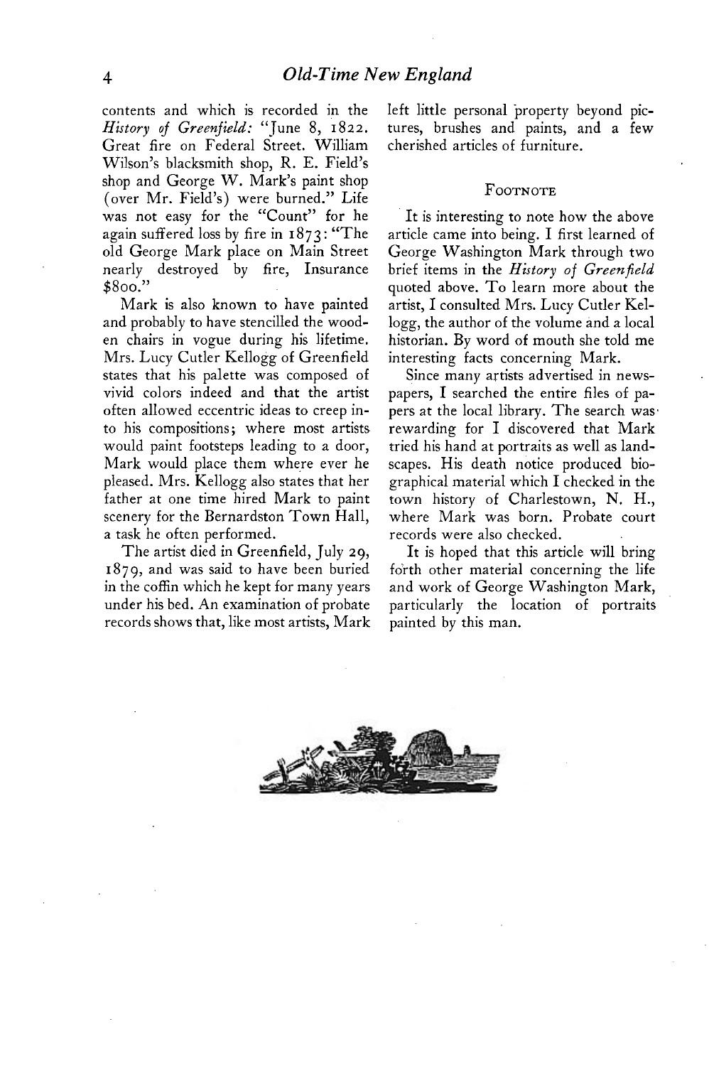contents and which is recorded in the *History of Greenfield:* "June 8, 1822. Great fire on Federal Street. William Wilson's blacksmith shop, R. E. Field's shop and George W. Mark's paint shop (over Mr. Field's) were burned." Life was not easy for the "Count" for he again suffered loss by fire in 1873: "The old George Mark place on Main Street nearly destroyed by fire, Insurance $800."

Mark is also known to have painted and probably to have stencilled the wooden chairs in vogue during his lifetime. Mrs. Lucy Cutler Kellogg of Greenfield states that his palette was composed of vivid colors indeed and that the artist often allowed eccentric ideas to creep into his compositions; where most artists would paint footsteps leading to a door, Mark would place them where ever he pleased. Mrs. Kellogg also states that her father at one time hired Mark to paint scenery for the Bernardston Town Hall, a task he often performed.

The artist died in Greenfield, July 29, 1879, and was said to have been buried in the coffin which he kept for many years under his bed. An examination of probate records shows that, like most artists, Mark left little personal property beyond pictures, brushes and paints, and a few cherished articles of furniture.

## Footnote

It is interesting to note how the above article came into being. I first learned of George Washington Mark through two brief items in the *History of Greenfield* quoted above. To learn more about the artist, I consulted Mrs. Lucy Cutler Kellogg, the author of the volume and a local historian. By word of mouth she told me interesting facts concerning Mark.

Since many artists advertised in newspapers, I searched the entire files of papers at the local library. The search was rewarding for I discovered that Mark tried his hand at portraits as well as landscapes. His death notice produced biographical material which I checked in the town history of Charlestown, N. H., where Mark was born. Probate court records were also checked.

It is hoped that this article will bring forth other material concerning the life and work of George Washington Mark, particularly the location of portraits painted by this man.